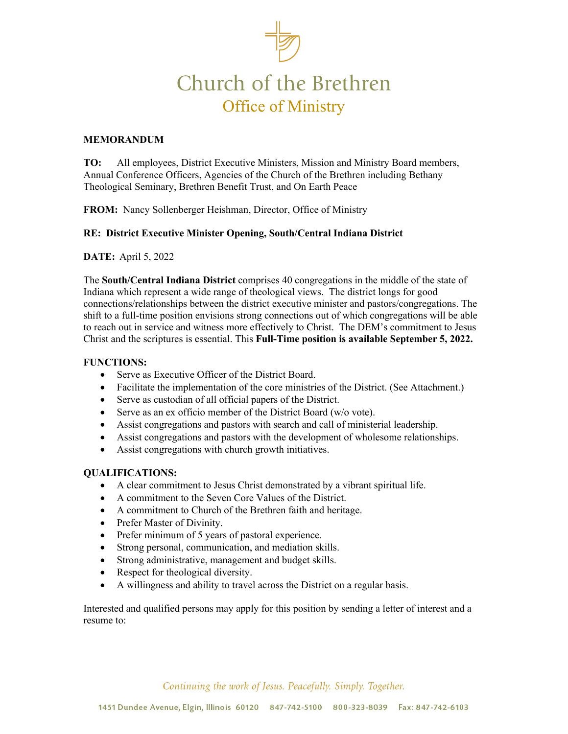# Church of the Brethren

## Office of Ministry

**MEMORANDUM**

**TO:** All employees, District Executive Ministers, Mission and Ministry Board members, Annual Conference Officers, Agencies of the Church of the Brethren including Bethany Theological Seminary, Brethren Benefit Trust, and On Earth Peace

**FROM:** Nancy Sollenberger Heishman, Director, Office of Ministry

**RE: District Executive Minister Opening, South/Central Indiana District**

**DATE:** April 5, 2022

The **South/Central Indiana District** comprises 40 congregations in the middle of the state of Indiana which represent a wide range of theological views. The district longs for good connections/relationships between the district executive minister and pastors/congregations. The shift to a full-time position envisions strong connections out of which congregations will be able to reach out in service and witness more effectively to Christ. The DEM's commitment to Jesus Christ and the scriptures is essential. This **Full-Time position is available September 5, 2022.**

**FUNCTIONS:**

- Serve as Executive Officer of the District Board.
- Facilitate the implementation of the core ministries of the District. (See Attachment.)
- Serve as custodian of all official papers of the District.
- Serve as an ex officio member of the District Board (w/o vote).
- Assist congregations and pastors with search and call of ministerial leadership.
- Assist congregations and pastors with the development of wholesome relationships.
- Assist congregations with church growth initiatives.

**QUALIFICATIONS:**

- A clear commitment to Jesus Christ demonstrated by a vibrant spiritual life.
- A commitment to the Seven Core Values of the District.
- A commitment to Church of the Brethren faith and heritage.
- Prefer Master of Divinity.
- Prefer minimum of 5 years of pastoral experience.
- Strong personal, communication, and mediation skills.
- Strong administrative, management and budget skills.
- Respect for theological diversity.
- A willingness and ability to travel across the District on a regular basis.

Interested and qualified persons may apply for this position by sending a letter of interest and a resume to:

*Continuing the work of Jesus. Peacefully. Simply. Together.*

1451 Dundee Avenue, Elgin, Illinois 60120 847-742-5100 800-323-8039 Fax: 847-742-6103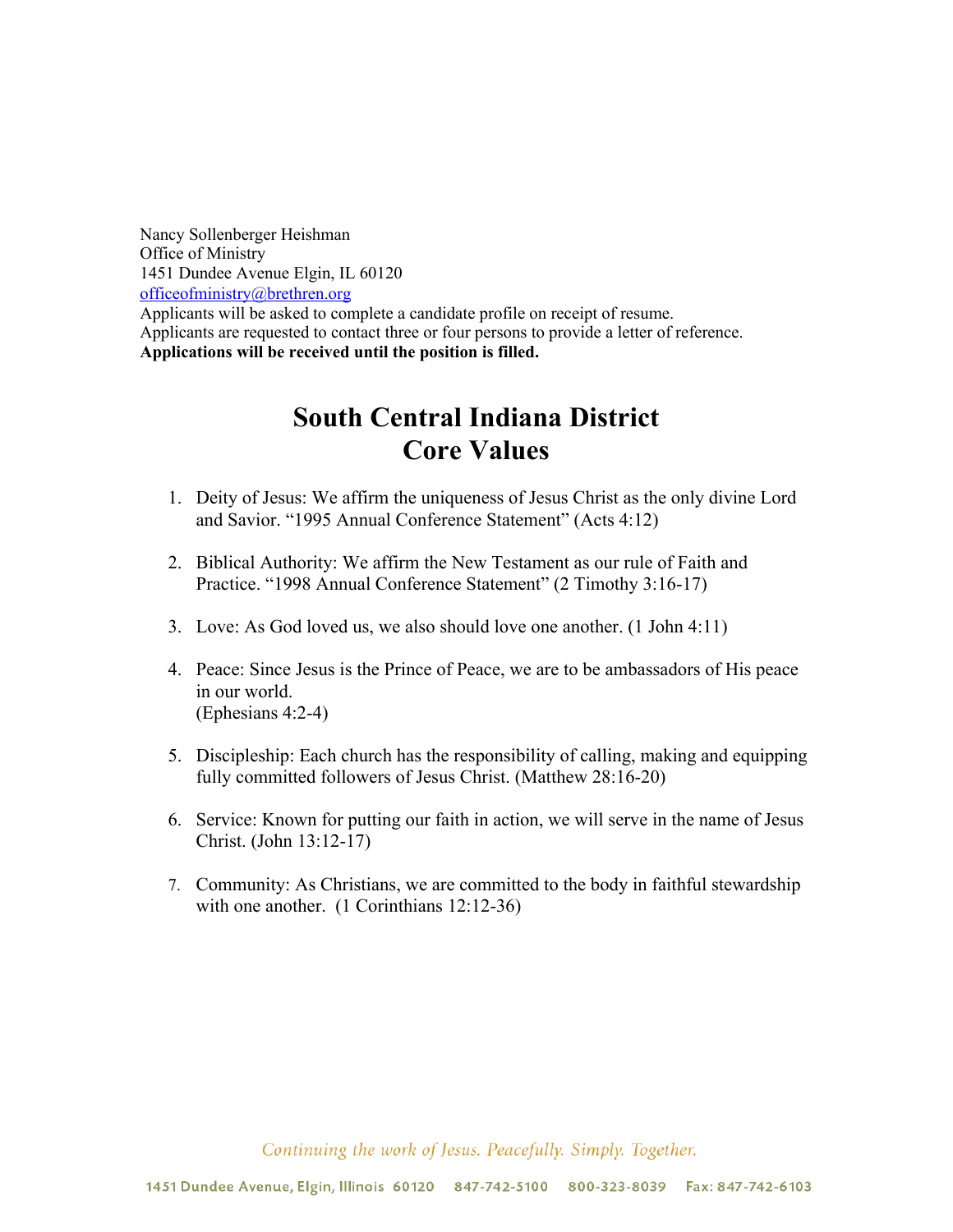Nancy Sollenberger Heishman
Office of Ministry
1451 Dundee Avenue Elgin, IL 60120
officeofministry@brethren.org
Applicants will be asked to complete a candidate profile on receipt of resume.
Applicants are requested to contact three or four persons to provide a letter of reference.
**Applications will be received until the position is filled.**

# South Central Indiana District Core Values

1. Deity of Jesus: We affirm the uniqueness of Jesus Christ as the only divine Lord and Savior. "1995 Annual Conference Statement" (Acts 4:12)

2. Biblical Authority: We affirm the New Testament as our rule of Faith and Practice. "1998 Annual Conference Statement" (2 Timothy 3:16-17)

3. Love: As God loved us, we also should love one another. (1 John 4:11)

4. Peace: Since Jesus is the Prince of Peace, we are to be ambassadors of His peace in our world.
(Ephesians 4:2-4)

5. Discipleship: Each church has the responsibility of calling, making and equipping fully committed followers of Jesus Christ. (Matthew 28:16-20)

6. Service: Known for putting our faith in action, we will serve in the name of Jesus Christ. (John 13:12-17)

7. Community: As Christians, we are committed to the body in faithful stewardship with one another. (1 Corinthians 12:12-36)

*Continuing the work of Jesus. Peacefully. Simply. Together.*

1451 Dundee Avenue, Elgin, Illinois 60120 847-742-5100 800-323-8039 Fax: 847-742-6103